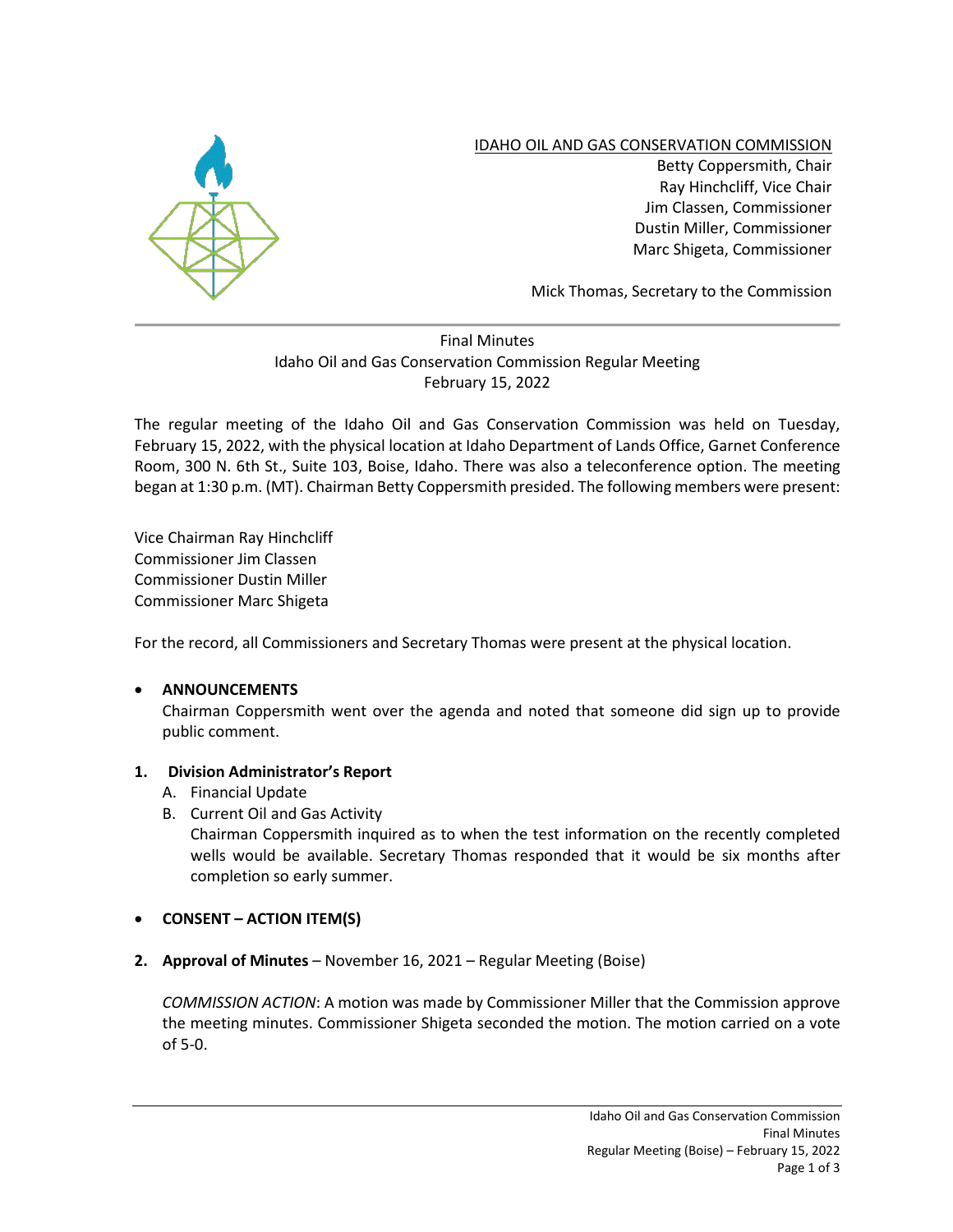IDAHO OIL AND GAS CONSERVATION COMMISSION

Betty Coppersmith, Chair
Ray Hinchcliff, Vice Chair
Jim Classen, Commissioner
Dustin Miller, Commissioner
Marc Shigeta, Commissioner

Mick Thomas, Secretary to the Commission

---

Final Minutes
Idaho Oil and Gas Conservation Commission Regular Meeting
February 15, 2022

The regular meeting of the Idaho Oil and Gas Conservation Commission was held on Tuesday, February 15, 2022, with the physical location at Idaho Department of Lands Office, Garnet Conference Room, 300 N. 6th St., Suite 103, Boise, Idaho. There was also a teleconference option. The meeting began at 1:30 p.m. (MT). Chairman Betty Coppersmith presided. The following members were present:

Vice Chairman Ray Hinchcliff
Commissioner Jim Classen
Commissioner Dustin Miller
Commissioner Marc Shigeta

For the record, all Commissioners and Secretary Thomas were present at the physical location.

- **ANNOUNCEMENTS**
  Chairman Coppersmith went over the agenda and noted that someone did sign up to provide public comment.

1. **Division Administrator's Report**
   A. Financial Update
   B. Current Oil and Gas Activity
   Chairman Coppersmith inquired as to when the test information on the recently completed wells would be available. Secretary Thomas responded that it would be six months after completion so early summer.

- **CONSENT – ACTION ITEM(S)**

2. **Approval of Minutes** – November 16, 2021 – Regular Meeting (Boise)

   *COMMISSION ACTION*: A motion was made by Commissioner Miller that the Commission approve the meeting minutes. Commissioner Shigeta seconded the motion. The motion carried on a vote of 5-0.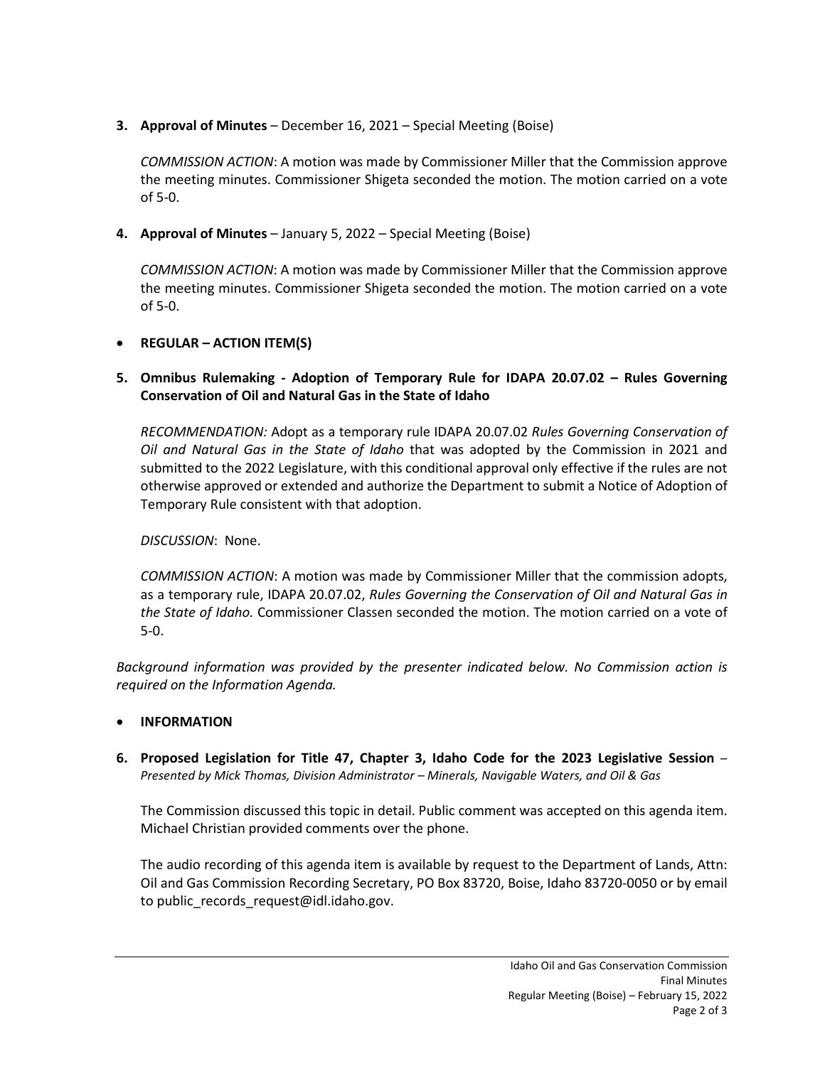**3. Approval of Minutes** – December 16, 2021 – Special Meeting (Boise)

*COMMISSION ACTION*: A motion was made by Commissioner Miller that the Commission approve the meeting minutes. Commissioner Shigeta seconded the motion. The motion carried on a vote of 5-0.

**4. Approval of Minutes** – January 5, 2022 – Special Meeting (Boise)

*COMMISSION ACTION*: A motion was made by Commissioner Miller that the Commission approve the meeting minutes. Commissioner Shigeta seconded the motion. The motion carried on a vote of 5-0.

- **REGULAR – ACTION ITEM(S)**

**5. Omnibus Rulemaking - Adoption of Temporary Rule for IDAPA 20.07.02 – Rules Governing Conservation of Oil and Natural Gas in the State of Idaho**

*RECOMMENDATION:* Adopt as a temporary rule IDAPA 20.07.02 *Rules Governing Conservation of Oil and Natural Gas in the State of Idaho* that was adopted by the Commission in 2021 and submitted to the 2022 Legislature, with this conditional approval only effective if the rules are not otherwise approved or extended and authorize the Department to submit a Notice of Adoption of Temporary Rule consistent with that adoption.

*DISCUSSION*: None.

*COMMISSION ACTION*: A motion was made by Commissioner Miller that the commission adopts, as a temporary rule, IDAPA 20.07.02, *Rules Governing the Conservation of Oil and Natural Gas in the State of Idaho.* Commissioner Classen seconded the motion. The motion carried on a vote of 5-0.

*Background information was provided by the presenter indicated below. No Commission action is required on the Information Agenda.*

- **INFORMATION**

**6. Proposed Legislation for Title 47, Chapter 3, Idaho Code for the 2023 Legislative Session** – *Presented by Mick Thomas, Division Administrator – Minerals, Navigable Waters, and Oil & Gas*

The Commission discussed this topic in detail. Public comment was accepted on this agenda item. Michael Christian provided comments over the phone.

The audio recording of this agenda item is available by request to the Department of Lands, Attn: Oil and Gas Commission Recording Secretary, PO Box 83720, Boise, Idaho 83720-0050 or by email to public_records_request@idl.idaho.gov.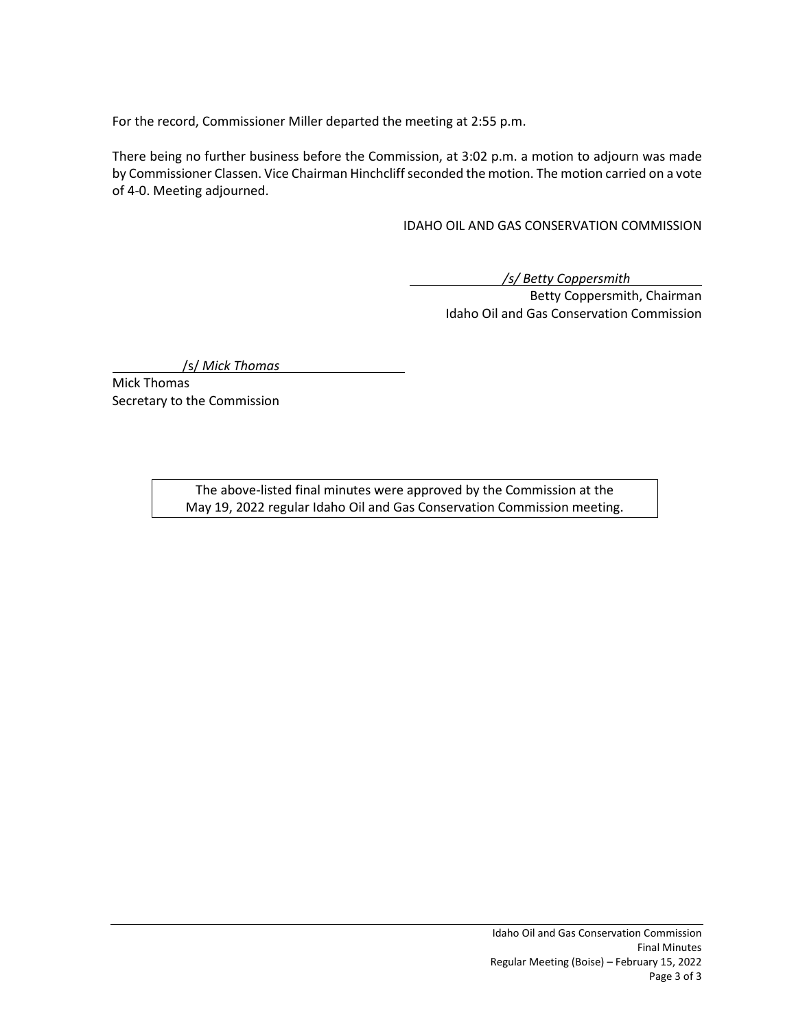For the record, Commissioner Miller departed the meeting at 2:55 p.m.

There being no further business before the Commission, at 3:02 p.m. a motion to adjourn was made by Commissioner Classen. Vice Chairman Hinchcliff seconded the motion. The motion carried on a vote of 4-0. Meeting adjourned.

IDAHO OIL AND GAS CONSERVATION COMMISSION

*/s/ Betty Coppersmith*
Betty Coppersmith, Chairman
Idaho Oil and Gas Conservation Commission

/s/ *Mick Thomas*
Mick Thomas
Secretary to the Commission

The above-listed final minutes were approved by the Commission at the May 19, 2022 regular Idaho Oil and Gas Conservation Commission meeting.